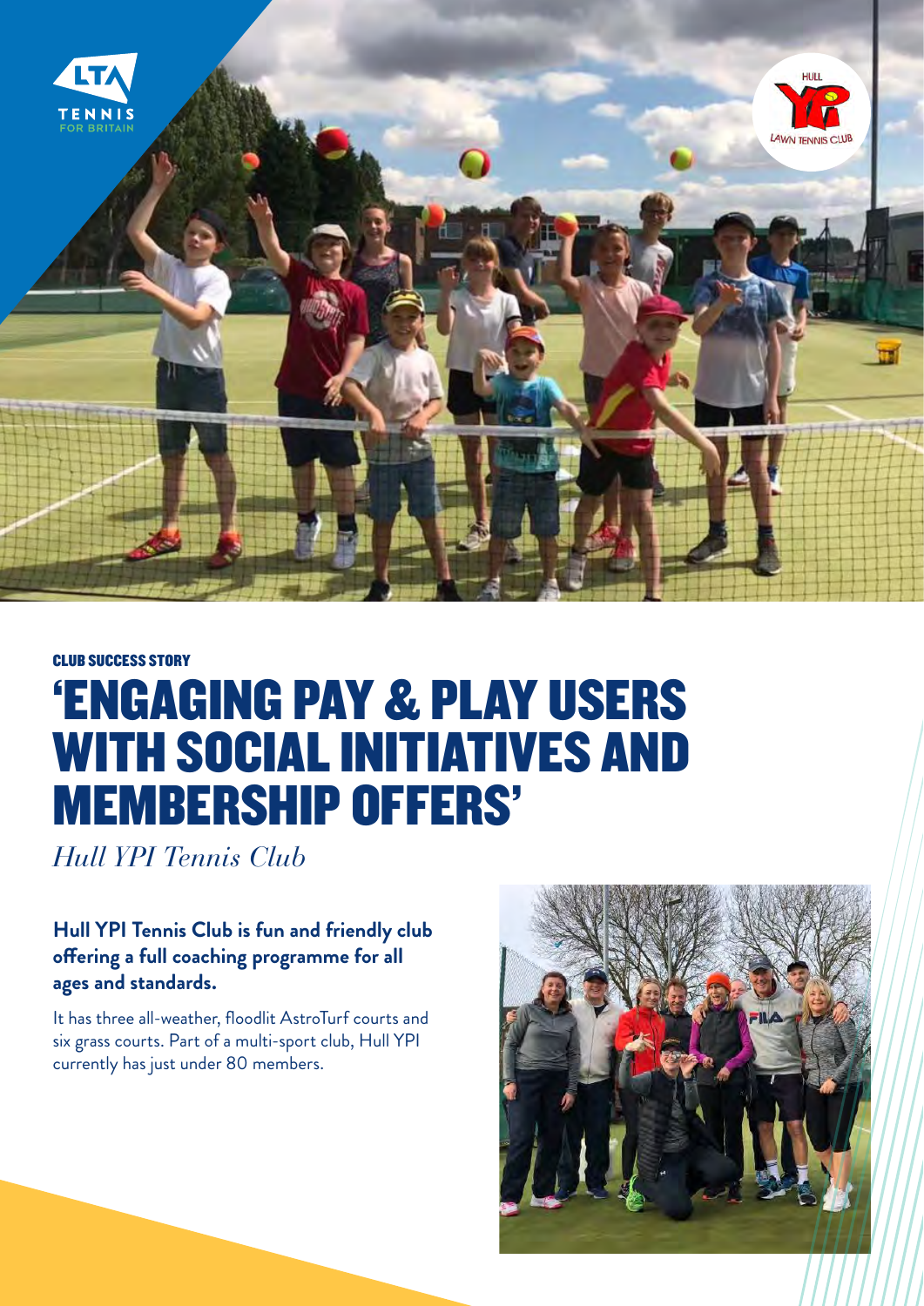CLUB SUCCESS STORY

# 'ENGAGING PAY & PLAY USERS WITH SOCIAL INITIATIVES AND MEMBERSHIP OFFERS'

*Hull YPI Tennis Club*

**Hull YPI Tennis Club is fun and friendly club offering a full coaching programme for all ages and standards.**

It has three all-weather, floodlit AstroTurf courts and six grass courts. Part of a multi-sport club, Hull YPI currently has just under 80 members.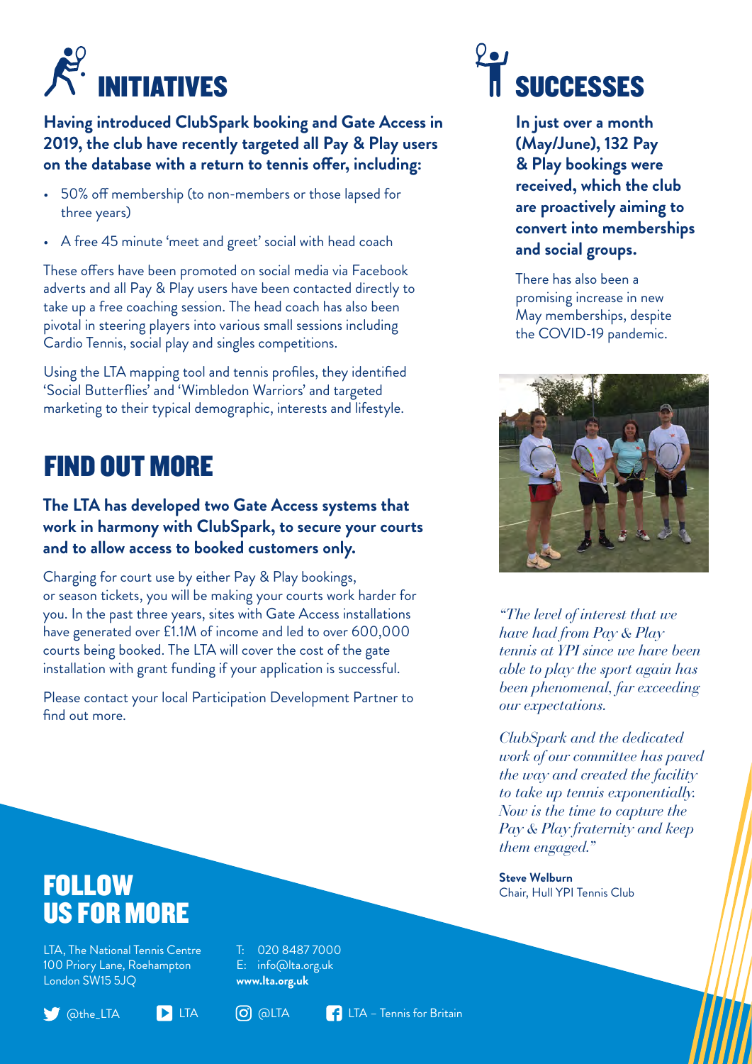# INITIATIVES

**Having introduced ClubSpark booking and Gate Access in 2019, the club have recently targeted all Pay & Play users on the database with a return to tennis offer, including:**

- 50% off membership (to non-members or those lapsed for three years)
- A free 45 minute 'meet and greet' social with head coach

These offers have been promoted on social media via Facebook adverts and all Pay & Play users have been contacted directly to take up a free coaching session. The head coach has also been pivotal in steering players into various small sessions including Cardio Tennis, social play and singles competitions.

Using the LTA mapping tool and tennis profiles, they identified 'Social Butterflies' and 'Wimbledon Warriors' and targeted marketing to their typical demographic, interests and lifestyle.

# SUCCESSES

**In just over a month (May/June), 132 Pay & Play bookings were received, which the club are proactively aiming to convert into memberships and social groups.**

There has also been a promising increase in new May memberships, despite the COVID-19 pandemic.

*"The level of interest that we have had from Pay & Play tennis at YPI since we have been able to play the sport again has been phenomenal, far exceeding our expectations.*

*ClubSpark and the dedicated work of our committee has paved the way and created the facility to take up tennis exponentially. Now is the time to capture the Pay & Play fraternity and keep them engaged."*

**Steve Welburn**
Chair, Hull YPI Tennis Club

# FIND OUT MORE

**The LTA has developed two Gate Access systems that work in harmony with ClubSpark, to secure your courts and to allow access to booked customers only.**

Charging for court use by either Pay & Play bookings, or season tickets, you will be making your courts work harder for you. In the past three years, sites with Gate Access installations have generated over £1.1M of income and led to over 600,000 courts being booked. The LTA will cover the cost of the gate installation with grant funding if your application is successful.

Please contact your local Participation Development Partner to find out more.

# FOLLOW US FOR MORE

LTA, The National Tennis Centre
100 Priory Lane, Roehampton
London SW15 5JQ

T: 020 8487 7000
E: info@lta.org.uk
**www.lta.org.uk**

@the_LTA | LTA | @LTA | LTA – Tennis for Britain